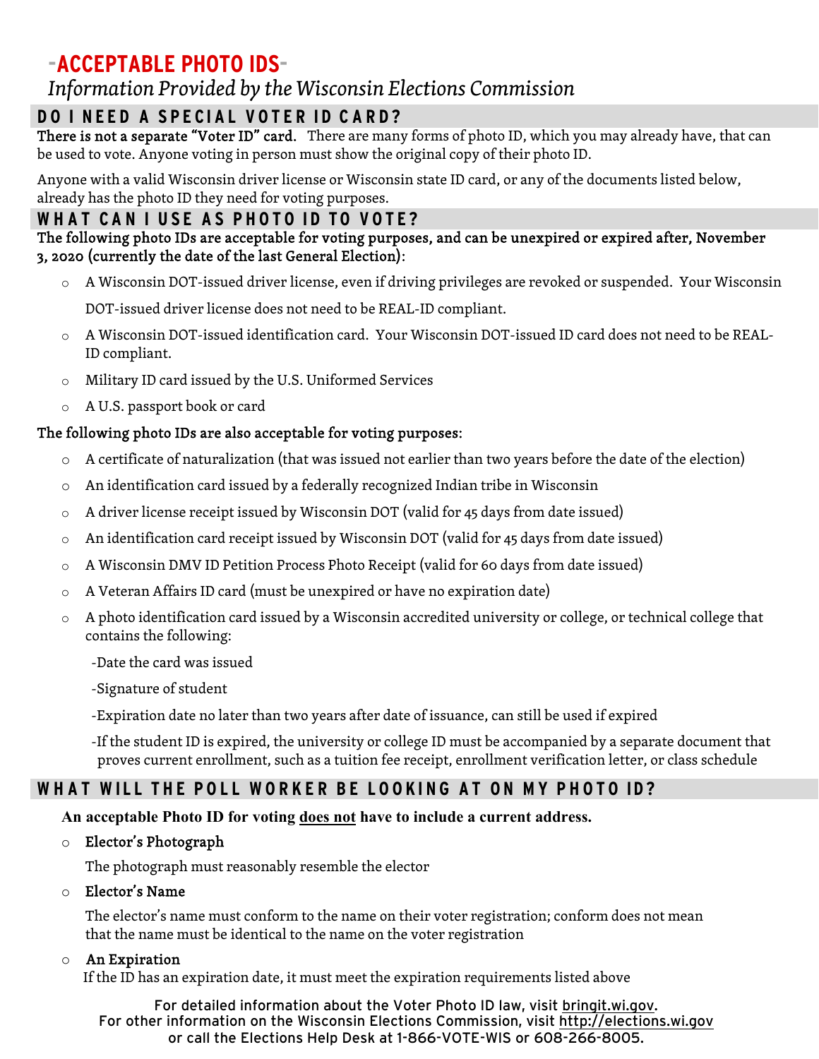# -ACCEPTABLE PHOTO IDS-

*Information Provided by the Wisconsin Elections Commission*

## DO I NEED A SPECIAL VOTER ID CARD?

**There is not a separate "Voter ID" card.** There are many forms of photo ID, which you may already have, that can be used to vote. Anyone voting in person must show the original copy of their photo ID.

Anyone with a valid Wisconsin driver license or Wisconsin state ID card, or any of the documents listed below, already has the photo ID they need for voting purposes.

## WHAT CAN I USE AS PHOTO ID TO VOTE?

**The following photo IDs are acceptable for voting purposes, and can be unexpired or expired after, November 3, 2020 (currently the date of the last General Election):**

- A Wisconsin DOT-issued driver license, even if driving privileges are revoked or suspended. Your Wisconsin DOT-issued driver license does not need to be REAL-ID compliant.
- A Wisconsin DOT-issued identification card. Your Wisconsin DOT-issued ID card does not need to be REAL-ID compliant.
- Military ID card issued by the U.S. Uniformed Services
- A U.S. passport book or card

**The following photo IDs are also acceptable for voting purposes:**

- A certificate of naturalization (that was issued not earlier than two years before the date of the election)
- An identification card issued by a federally recognized Indian tribe in Wisconsin
- A driver license receipt issued by Wisconsin DOT (valid for 45 days from date issued)
- An identification card receipt issued by Wisconsin DOT (valid for 45 days from date issued)
- A Wisconsin DMV ID Petition Process Photo Receipt (valid for 60 days from date issued)
- A Veteran Affairs ID card (must be unexpired or have no expiration date)
- A photo identification card issued by a Wisconsin accredited university or college, or technical college that contains the following:
  - -Date the card was issued
  - -Signature of student
  - -Expiration date no later than two years after date of issuance, can still be used if expired
  - -If the student ID is expired, the university or college ID must be accompanied by a separate document that proves current enrollment, such as a tuition fee receipt, enrollment verification letter, or class schedule

## WHAT WILL THE POLL WORKER BE LOOKING AT ON MY PHOTO ID?

**An acceptable Photo ID for voting does not have to include a current address.**

- **Elector's Photograph**

  The photograph must reasonably resemble the elector

- **Elector's Name**

  The elector's name must conform to the name on their voter registration; conform does not mean that the name must be identical to the name on the voter registration

- **An Expiration**

  If the ID has an expiration date, it must meet the expiration requirements listed above

For detailed information about the Voter Photo ID law, visit bringit.wi.gov.
For other information on the Wisconsin Elections Commission, visit http://elections.wi.gov
or call the Elections Help Desk at 1-866-VOTE-WIS or 608-266-8005.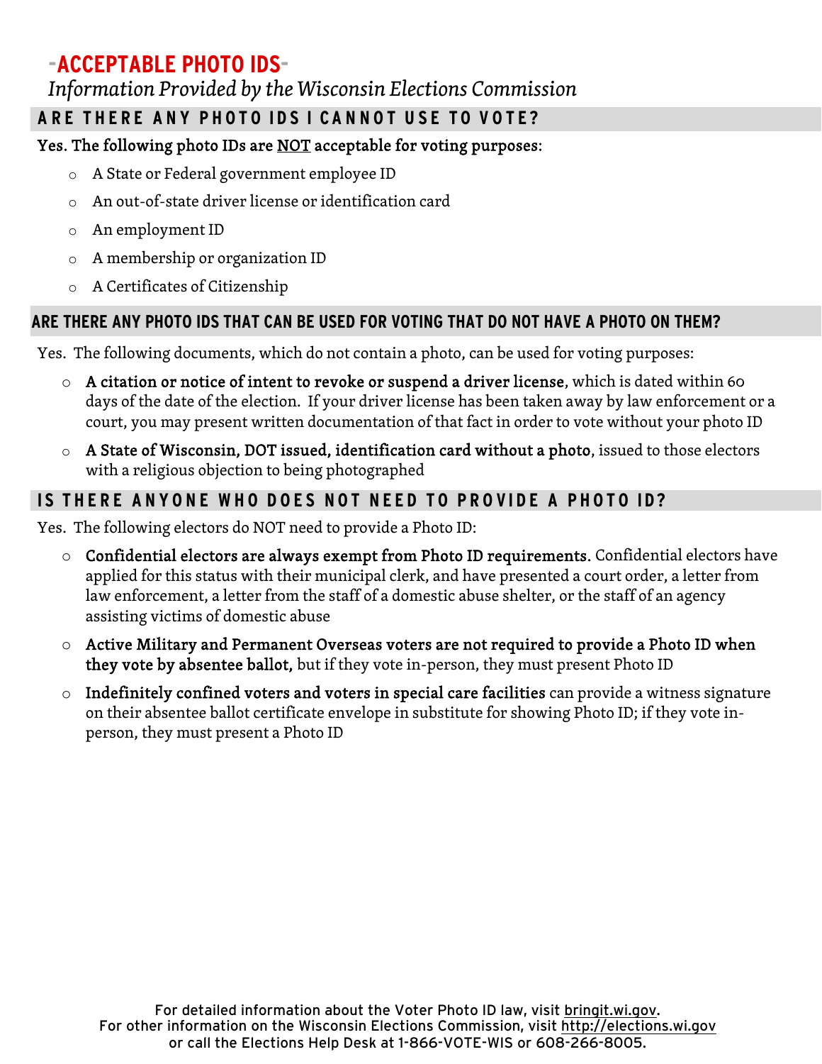# -ACCEPTABLE PHOTO IDS-

*Information Provided by the Wisconsin Elections Commission*

## ARE THERE ANY PHOTO IDS I CANNOT USE TO VOTE?

**Yes. The following photo IDs are NOT acceptable for voting purposes:**

- A State or Federal government employee ID
- An out-of-state driver license or identification card
- An employment ID
- A membership or organization ID
- A Certificates of Citizenship

## ARE THERE ANY PHOTO IDS THAT CAN BE USED FOR VOTING THAT DO NOT HAVE A PHOTO ON THEM?

Yes. The following documents, which do not contain a photo, can be used for voting purposes:

- **A citation or notice of intent to revoke or suspend a driver license**, which is dated within 60 days of the date of the election. If your driver license has been taken away by law enforcement or a court, you may present written documentation of that fact in order to vote without your photo ID
- **A State of Wisconsin, DOT issued, identification card without a photo**, issued to those electors with a religious objection to being photographed

## IS THERE ANYONE WHO DOES NOT NEED TO PROVIDE A PHOTO ID?

Yes. The following electors do NOT need to provide a Photo ID:

- **Confidential electors are always exempt from Photo ID requirements.** Confidential electors have applied for this status with their municipal clerk, and have presented a court order, a letter from law enforcement, a letter from the staff of a domestic abuse shelter, or the staff of an agency assisting victims of domestic abuse
- **Active Military and Permanent Overseas voters are not required to provide a Photo ID when they vote by absentee ballot,** but if they vote in-person, they must present Photo ID
- **Indefinitely confined voters and voters in special care facilities** can provide a witness signature on their absentee ballot certificate envelope in substitute for showing Photo ID; if they vote in-person, they must present a Photo ID

For detailed information about the Voter Photo ID law, visit bringit.wi.gov.
For other information on the Wisconsin Elections Commission, visit http://elections.wi.gov
or call the Elections Help Desk at 1-866-VOTE-WIS or 608-266-8005.